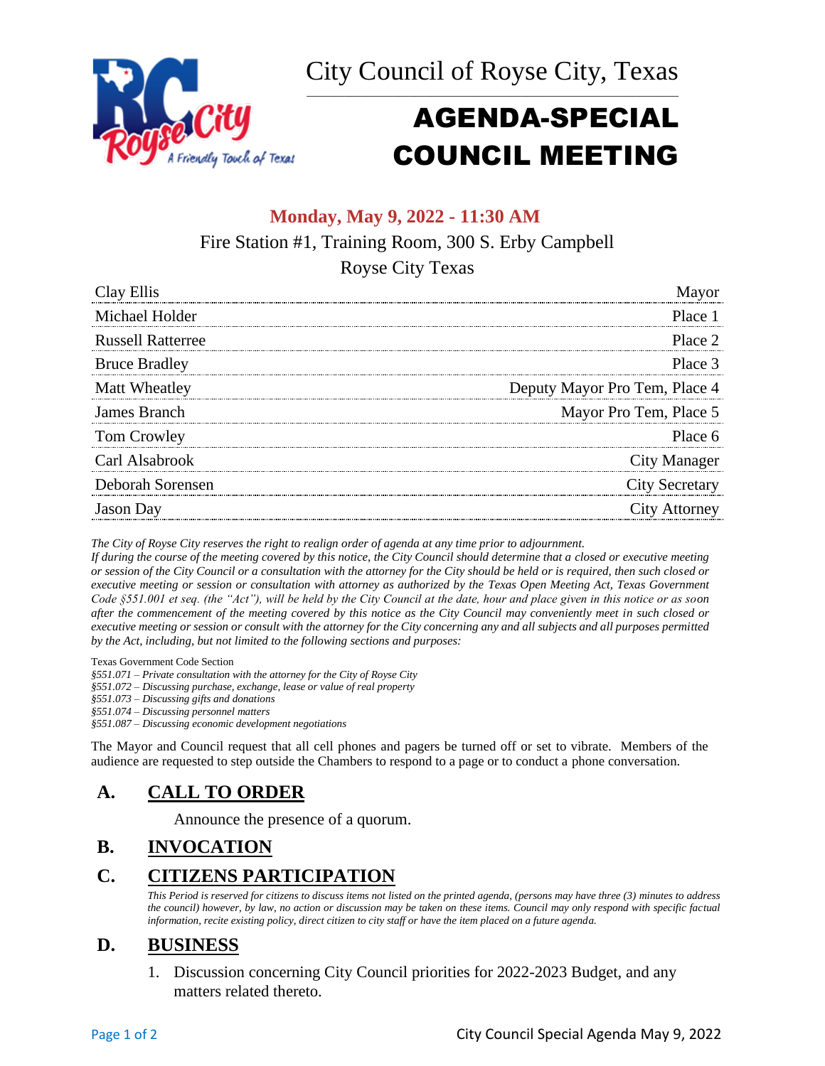# City Council of Royse City, Texas

# AGENDA-SPECIAL COUNCIL MEETING

**Monday, May 9, 2022 - 11:30 AM**

Fire Station #1, Training Room, 300 S. Erby Campbell

Royse City Texas

| Name | Title |
|---|---|
| Clay Ellis | Mayor |
| Michael Holder | Place 1 |
| Russell Ratterree | Place 2 |
| Bruce Bradley | Place 3 |
| Matt Wheatley | Deputy Mayor Pro Tem, Place 4 |
| James Branch | Mayor Pro Tem, Place 5 |
| Tom Crowley | Place 6 |
| Carl Alsabrook | City Manager |
| Deborah Sorensen | City Secretary |
| Jason Day | City Attorney |

*The City of Royse City reserves the right to realign order of agenda at any time prior to adjournment.*

*If during the course of the meeting covered by this notice, the City Council should determine that a closed or executive meeting or session of the City Council or a consultation with the attorney for the City should be held or is required, then such closed or executive meeting or session or consultation with attorney as authorized by the Texas Open Meeting Act, Texas Government Code §551.001 et seq. (the "Act"), will be held by the City Council at the date, hour and place given in this notice or as soon after the commencement of the meeting covered by this notice as the City Council may conveniently meet in such closed or executive meeting or session or consult with the attorney for the City concerning any and all subjects and all purposes permitted by the Act, including, but not limited to the following sections and purposes:*

Texas Government Code Section

*§551.071 – Private consultation with the attorney for the City of Royse City*
*§551.072 – Discussing purchase, exchange, lease or value of real property*
*§551.073 – Discussing gifts and donations*
*§551.074 – Discussing personnel matters*
*§551.087 – Discussing economic development negotiations*

The Mayor and Council request that all cell phones and pagers be turned off or set to vibrate. Members of the audience are requested to step outside the Chambers to respond to a page or to conduct a phone conversation.

## A. CALL TO ORDER

Announce the presence of a quorum.

## B. INVOCATION

## C. CITIZENS PARTICIPATION

*This Period is reserved for citizens to discuss items not listed on the printed agenda, (persons may have three (3) minutes to address the council) however, by law, no action or discussion may be taken on these items. Council may only respond with specific factual information, recite existing policy, direct citizen to city staff or have the item placed on a future agenda.*

## D. BUSINESS

1. Discussion concerning City Council priorities for 2022-2023 Budget, and any matters related thereto.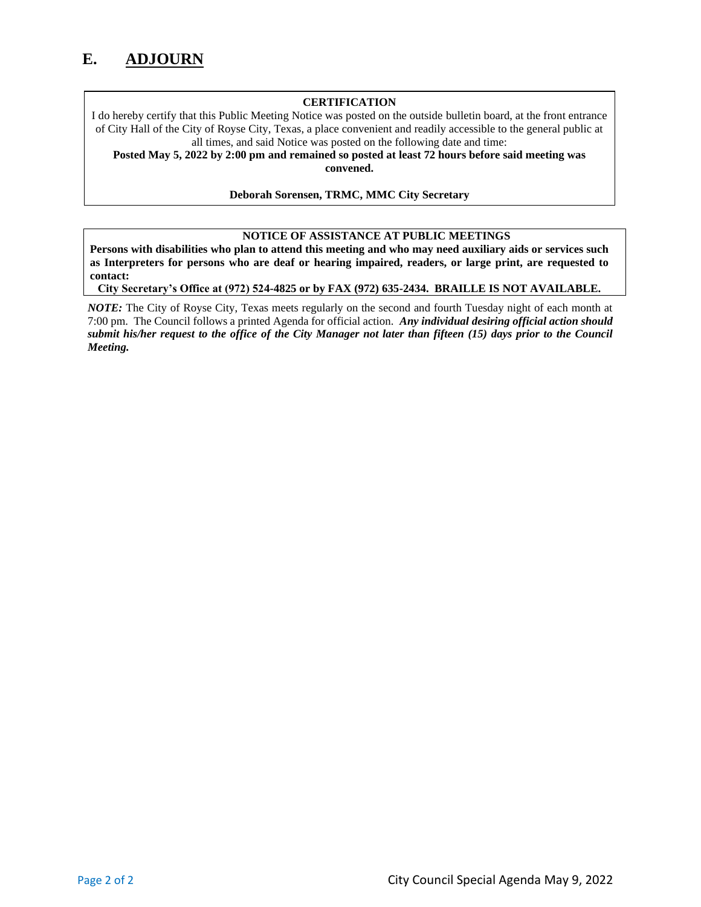## E. ADJOURN

**CERTIFICATION**

I do hereby certify that this Public Meeting Notice was posted on the outside bulletin board, at the front entrance of City Hall of the City of Royse City, Texas, a place convenient and readily accessible to the general public at all times, and said Notice was posted on the following date and time:

**Posted May 5, 2022 by 2:00 pm and remained so posted at least 72 hours before said meeting was convened.**

**Deborah Sorensen, TRMC, MMC City Secretary**

**NOTICE OF ASSISTANCE AT PUBLIC MEETINGS**

**Persons with disabilities who plan to attend this meeting and who may need auxiliary aids or services such as Interpreters for persons who are deaf or hearing impaired, readers, or large print, are requested to contact:**

**City Secretary's Office at (972) 524-4825 or by FAX (972) 635-2434. BRAILLE IS NOT AVAILABLE.**

***NOTE:*** The City of Royse City, Texas meets regularly on the second and fourth Tuesday night of each month at 7:00 pm. The Council follows a printed Agenda for official action. ***Any individual desiring official action should submit his/her request to the office of the City Manager not later than fifteen (15) days prior to the Council Meeting.***